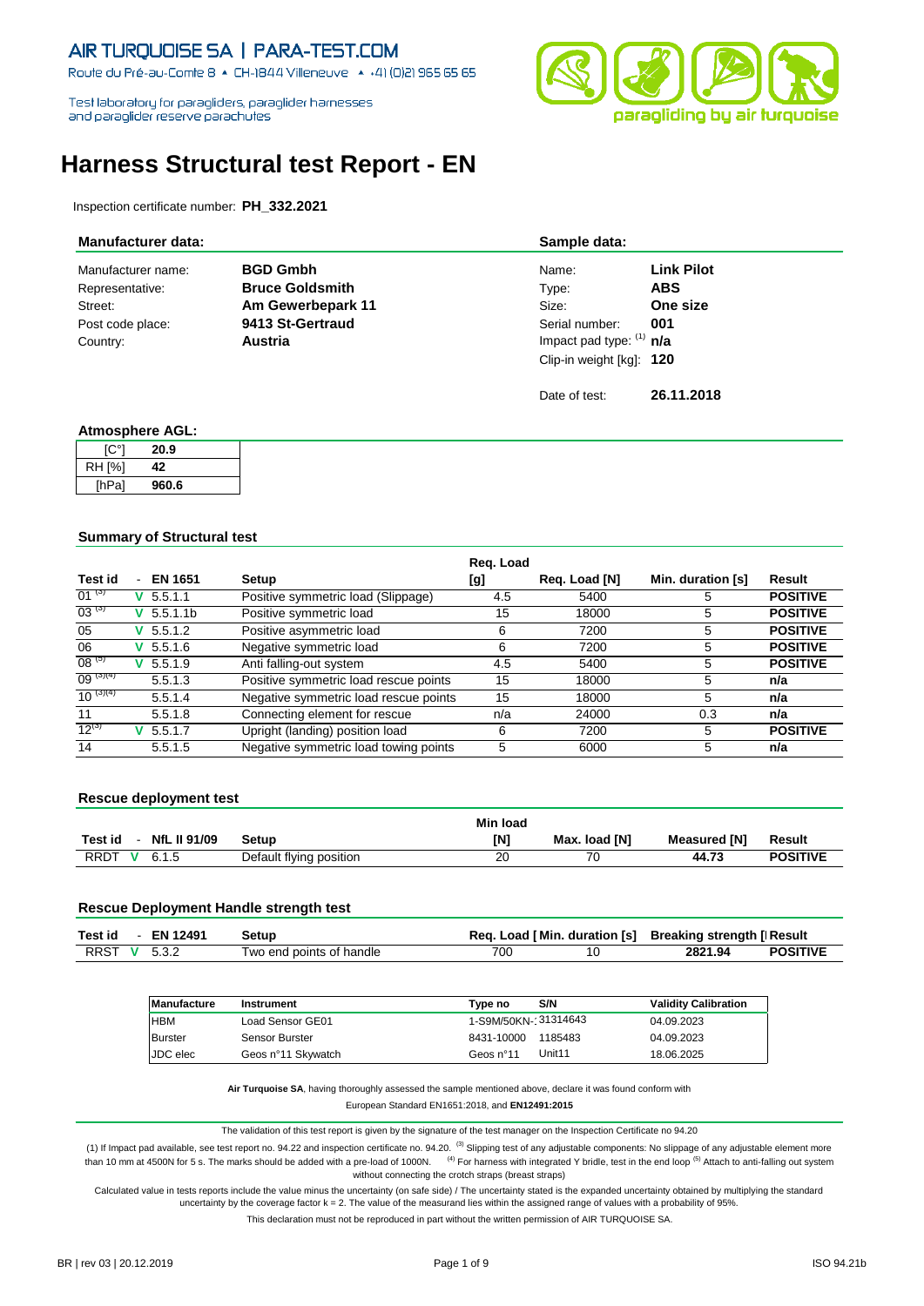AIR TURQUOISE SA | PARA-TEST.COM

Route du Pré-au-Comte 8 ▲ CH-1844 Villeneuve ▲ +41 (0)21 965 65 65

Test laboratory for paragliders, paraglider harnesses and paraglider reserve parachutes

# Harness Structural test Report - EN

Inspection certificate number: **PH_332.2021**

### Manufacturer data:

| | |
|---|---|
| Manufacturer name: | **BGD Gmbh** |
| Representative: | **Bruce Goldsmith** |
| Street: | **Am Gewerbepark 11** |
| Post code place: | **9413 St-Gertraud** |
| Country: | **Austria** |

### Sample data:

| | |
|---|---|
| Name: | **Link Pilot** |
| Type: | **ABS** |
| Size: | **One size** |
| Serial number: | **001** |
| Impact pad type: (1) | **n/a** |
| Clip-in weight [kg]: | **120** |
| Date of test: | **26.11.2018** |

### Atmosphere AGL:

| | |
|---|---|
| [C°] | **20.9** |
| RH [%] | **42** |
| [hPa] | **960.6** |

### Summary of Structural test

| Test id | - | EN 1651 | Setup | Req. Load [g] | Req. Load [N] | Min. duration [s] | Result |
|---|---|---|---|---|---|---|---|
| 01 (3) | V | 5.5.1.1 | Positive symmetric load (Slippage) | 4.5 | 5400 | 5 | **POSITIVE** |
| 03 (3) | V | 5.5.1.1b | Positive symmetric load | 15 | 18000 | 5 | **POSITIVE** |
| 05 | V | 5.5.1.2 | Positive asymmetric load | 6 | 7200 | 5 | **POSITIVE** |
| 06 | V | 5.5.1.6 | Negative symmetric load | 6 | 7200 | 5 | **POSITIVE** |
| 08 (5) | V | 5.5.1.9 | Anti falling-out system | 4.5 | 5400 | 5 | **POSITIVE** |
| 09 (3)(4) | | 5.5.1.3 | Positive symmetric load rescue points | 15 | 18000 | 5 | **n/a** |
| 10 (3)(4) | | 5.5.1.4 | Negative symmetric load rescue points | 15 | 18000 | 5 | **n/a** |
| 11 | | 5.5.1.8 | Connecting element for rescue | n/a | 24000 | 0.3 | **n/a** |
| 12(3) | V | 5.5.1.7 | Upright (landing) position load | 6 | 7200 | 5 | **POSITIVE** |
| 14 | | 5.5.1.5 | Negative symmetric load towing points | 5 | 6000 | 5 | **n/a** |

### Rescue deployment test

| Test id | - | NfL II 91/09 | Setup | Min load [N] | Max. load [N] | Measured [N] | Result |
|---|---|---|---|---|---|---|---|
| RRDT | V | 6.1.5 | Default flying position | 20 | 70 | **44.73** | **POSITIVE** |

### Rescue Deployment Handle strength test

| Test id | - | EN 12491 | Setup | Req. Load [ | Min. duration [s] | Breaking strength [ | Result |
|---|---|---|---|---|---|---|---|
| RRST | V | 5.3.2 | Two end points of handle | 700 | 10 | **2821.94** | **POSITIVE** |

| Manufacture | Instrument | Type no | S/N | Validity Calibration |
|---|---|---|---|---|
| HBM | Load Sensor GE01 | 1-S9M/50KN-: | 31314643 | 04.09.2023 |
| Burster | Sensor Burster | 8431-10000 | 1185483 | 04.09.2023 |
| JDC elec | Geos n°11 Skywatch | Geos n°11 | Unit11 | 18.06.2025 |

**Air Turquoise SA**, having thoroughly assessed the sample mentioned above, declare it was found conform with European Standard EN1651:2018, and **EN12491:2015**

The validation of this test report is given by the signature of the test manager on the Inspection Certificate no 94.20

(1) If Impact pad available, see test report no. 94.22 and inspection certificate no. 94.20. (3) Slipping test of any adjustable components: No slippage of any adjustable element more than 10 mm at 4500N for 5 s. The marks should be added with a pre-load of 1000N. (4) For harness with integrated Y bridle, test in the end loop (5) Attach to anti-falling out system without connecting the crotch straps (breast straps)

Calculated value in tests reports include the value minus the uncertainty (on safe side) / The uncertainty stated is the expanded uncertainty obtained by multiplying the standard uncertainty by the coverage factor k = 2. The value of the measurand lies within the assigned range of values with a probability of 95%.

This declaration must not be reproduced in part without the written permission of AIR TURQUOISE SA.

BR | rev 03 | 20.12.2019 ISO 94.21b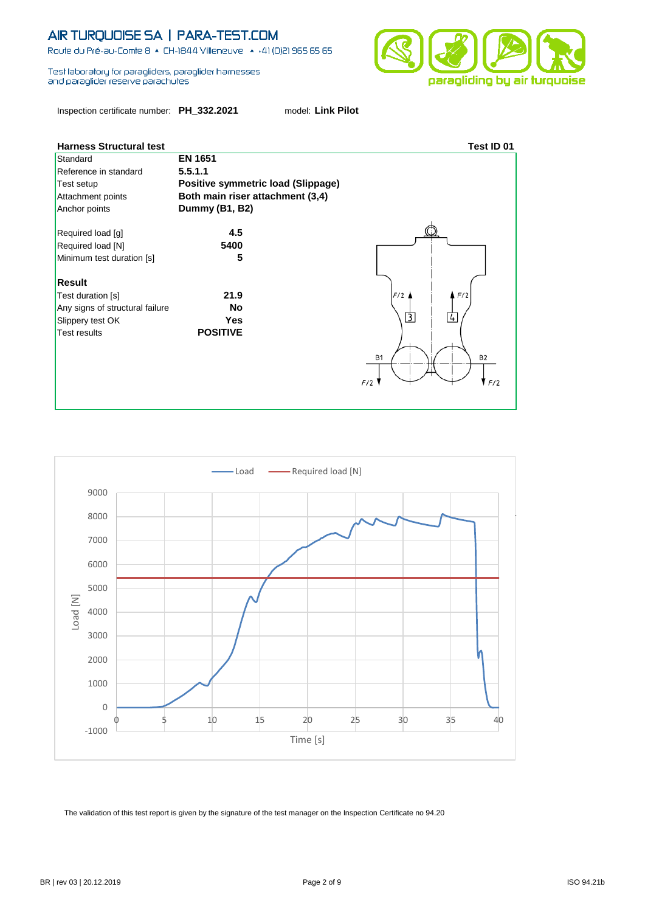AIR TURQUOISE SA | PARA-TEST.COM

Route du Pré-au-Comte 8 ▲ CH-1844 Villeneuve ▲ +41 (0)21 965 65 65

Test laboratory for paragliders, paraglider harnesses and paraglider reserve parachutes

paragliding by air turquoise

Inspection certificate number: **PH_332.2021** model: **Link Pilot**

| **Harness Structural test** | **Test ID 01** |
|---|---|
| Standard | **EN 1651** |
| Reference in standard | **5.5.1.1** |
| Test setup | **Positive symmetric load (Slippage)** |
| Attachment points | **Both main riser attachment (3,4)** |
| Anchor points | **Dummy (B1, B2)** |
| | |
| Required load [g] | **4.5** |
| Required load [N] | **5400** |
| Minimum test duration [s] | **5** |
| | |
| **Result** | |
| Test duration [s] | **21.9** |
| Any signs of structural failure | **No** |
| Slippery test OK | **Yes** |
| Test results | **POSITIVE** |

F/2 F/2 3 4 B1 B2 F/2 F/2

Load — Required load [N]

Load [N]

Time [s]

The validation of this test report is given by the signature of the test manager on the Inspection Certificate no 94.20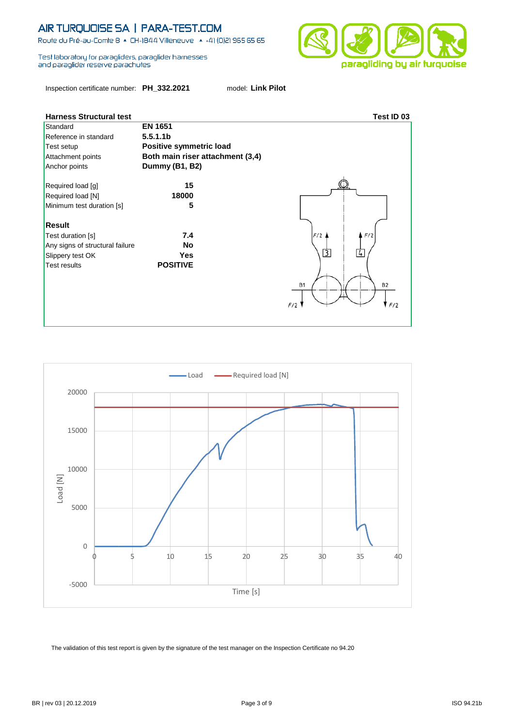AIR TURQUOISE SA | PARA-TEST.COM

Route du Pré-au-Comte 8 ▲ CH-1844 Villeneuve ▲ +41 (0)21 965 65 65

Test laboratory for paragliders, paraglider harnesses and paraglider reserve parachutes

paragliding by air turquoise

Inspection certificate number: **PH_332.2021** model: **Link Pilot**

## Harness Structural test

**Test ID 03**

| | |
|---|---|
| Standard | **EN 1651** |
| Reference in standard | **5.5.1.1b** |
| Test setup | **Positive symmetric load** |
| Attachment points | **Both main riser attachment (3,4)** |
| Anchor points | **Dummy (B1, B2)** |
| Required load [g] | **15** |
| Required load [N] | **18000** |
| Minimum test duration [s] | **5** |

**Result**

| | |
|---|---|
| Test duration [s] | **7.4** |
| Any signs of structural failure | **No** |
| Slippery test OK | **Yes** |
| Test results | **POSITIVE** |

The validation of this test report is given by the signature of the test manager on the Inspection Certificate no 94.20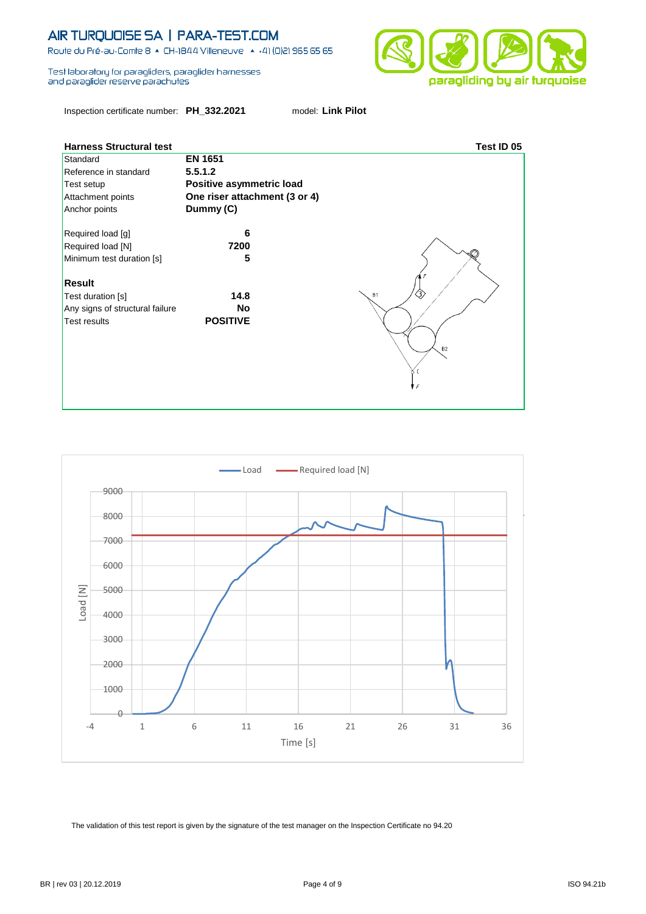Inspection certificate number: **PH_332.2021** model: **Link Pilot**

## Harness Structural test

**Test ID 05**

| | |
|---|---|
| Standard | **EN 1651** |
| Reference in standard | **5.5.1.2** |
| Test setup | **Positive asymmetric load** |
| Attachment points | **One riser attachment (3 or 4)** |
| Anchor points | **Dummy (C)** |
| Required load [g] | **6** |
| Required load [N] | **7200** |
| Minimum test duration [s] | **5** |

### Result

| | |
|---|---|
| Test duration [s] | **14.8** |
| Any signs of structural failure | **No** |
| Test results | **POSITIVE** |

The validation of this test report is given by the signature of the test manager on the Inspection Certificate no 94.20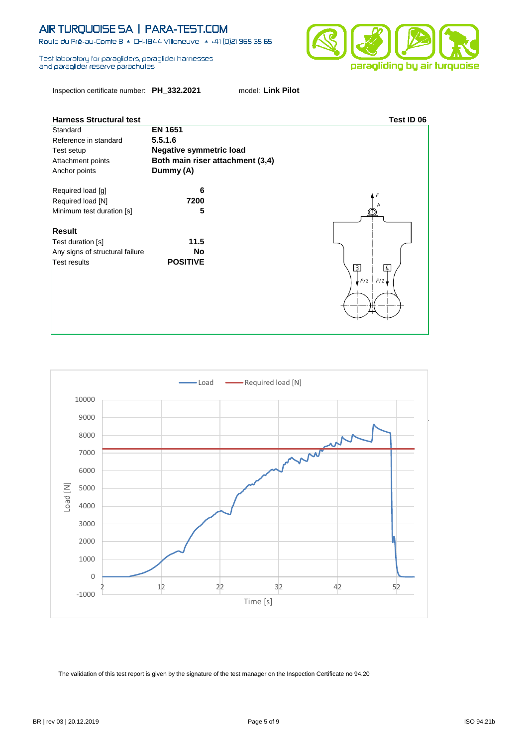Inspection certificate number: **PH_332.2021** model: **Link Pilot**

## Harness Structural test

**Test ID 06**

| | |
|---|---|
| Standard | **EN 1651** |
| Reference in standard | **5.5.1.6** |
| Test setup | **Negative symmetric load** |
| Attachment points | **Both main riser attachment (3,4)** |
| Anchor points | **Dummy (A)** |
| Required load [g] | **6** |
| Required load [N] | **7200** |
| Minimum test duration [s] | **5** |

### Result

| | |
|---|---|
| Test duration [s] | **11.5** |
| Any signs of structural failure | **No** |
| Test results | **POSITIVE** |

The validation of this test report is given by the signature of the test manager on the Inspection Certificate no 94.20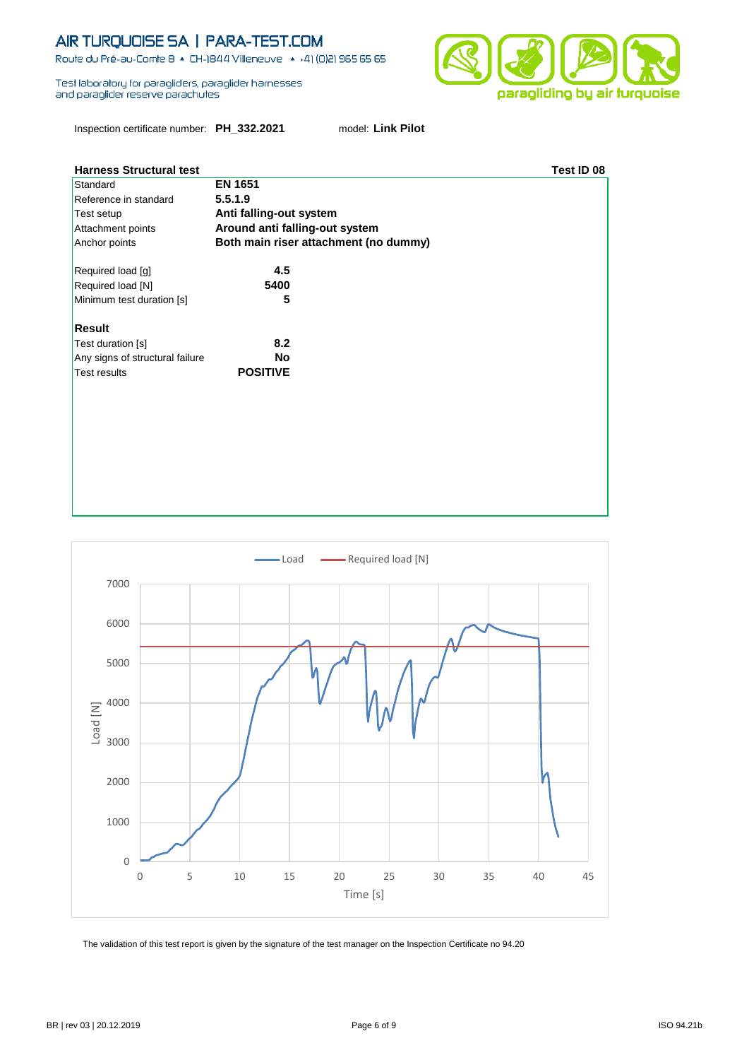AIR TURQUOISE SA | PARA-TEST.COM

Route du Pré-au-Comte 8 ▲ CH-1844 Villeneuve ▲ +41 (0)21 965 65 65

Test laboratory for paragliders, paraglider harnesses and paraglider reserve parachutes

paragliding by air turquoise

Inspection certificate number: **PH_332.2021** model: **Link Pilot**

**Harness Structural test** **Test ID 08**

| | |
|---|---|
| Standard | **EN 1651** |
| Reference in standard | **5.5.1.9** |
| Test setup | **Anti falling-out system** |
| Attachment points | **Around anti falling-out system** |
| Anchor points | **Both main riser attachment (no dummy)** |
| | |
| Required load [g] | **4.5** |
| Required load [N] | **5400** |
| Minimum test duration [s] | **5** |

**Result**

| | |
|---|---|
| Test duration [s] | **8.2** |
| Any signs of structural failure | **No** |
| Test results | **POSITIVE** |

Chart legend: Load — Required load [N]; y-axis: Load [N] (0–7000); x-axis: Time [s] (0–45)

The validation of this test report is given by the signature of the test manager on the Inspection Certificate no 94.20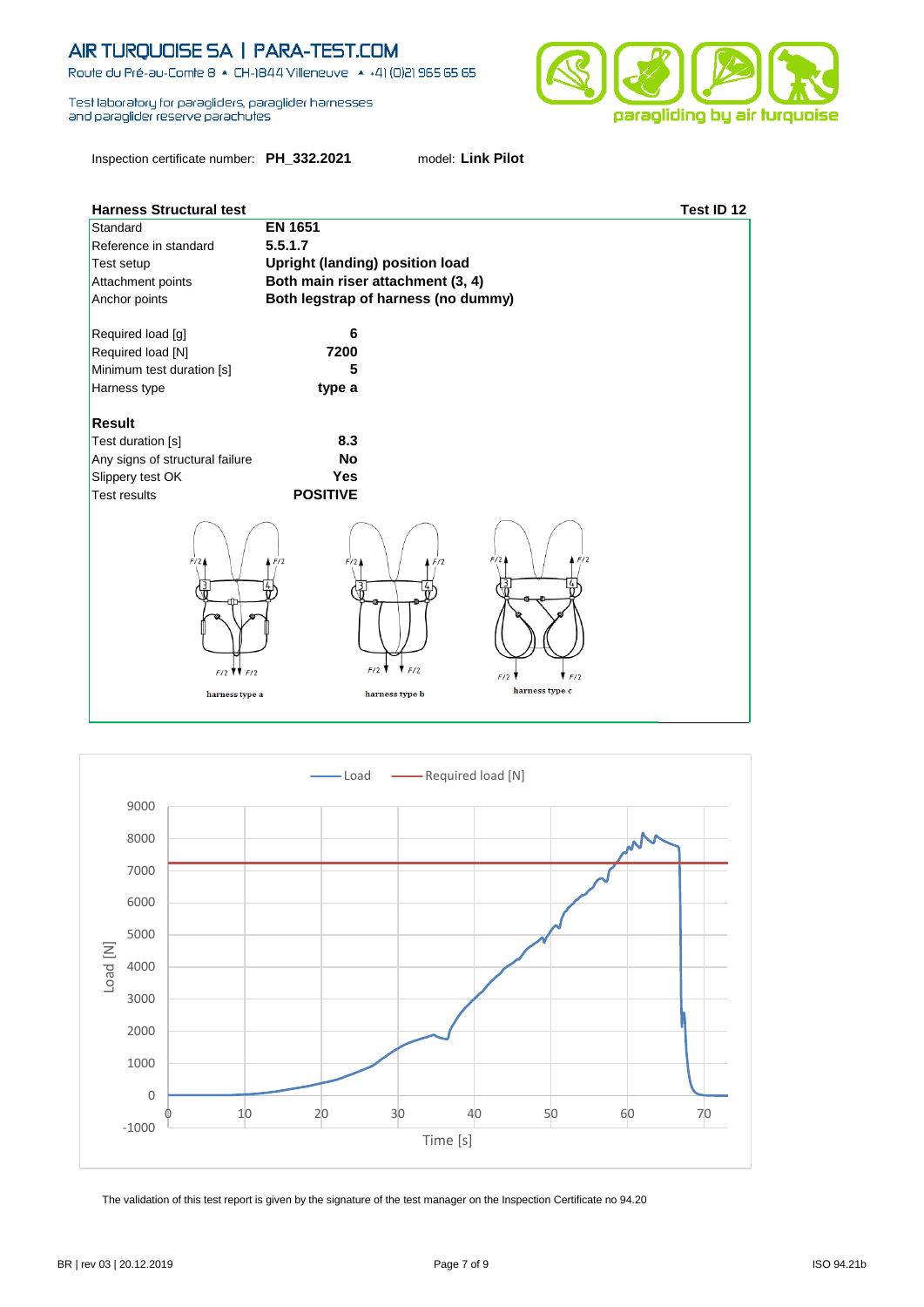Inspection certificate number: **PH_332.2021** model: **Link Pilot**

## Harness Structural test

**Test ID 12**

| | |
|---|---|
| Standard | **EN 1651** |
| Reference in standard | **5.5.1.7** |
| Test setup | **Upright (landing) position load** |
| Attachment points | **Both main riser attachment (3, 4)** |
| Anchor points | **Both legstrap of harness (no dummy)** |
| | |
| Required load [g] | **6** |
| Required load [N] | **7200** |
| Minimum test duration [s] | **5** |
| Harness type | **type a** |

### Result

| | |
|---|---|
| Test duration [s] | **8.3** |
| Any signs of structural failure | **No** |
| Slippery test OK | **Yes** |
| Test results | **POSITIVE** |

harness type a — harness type b — harness type c

The validation of this test report is given by the signature of the test manager on the Inspection Certificate no 94.20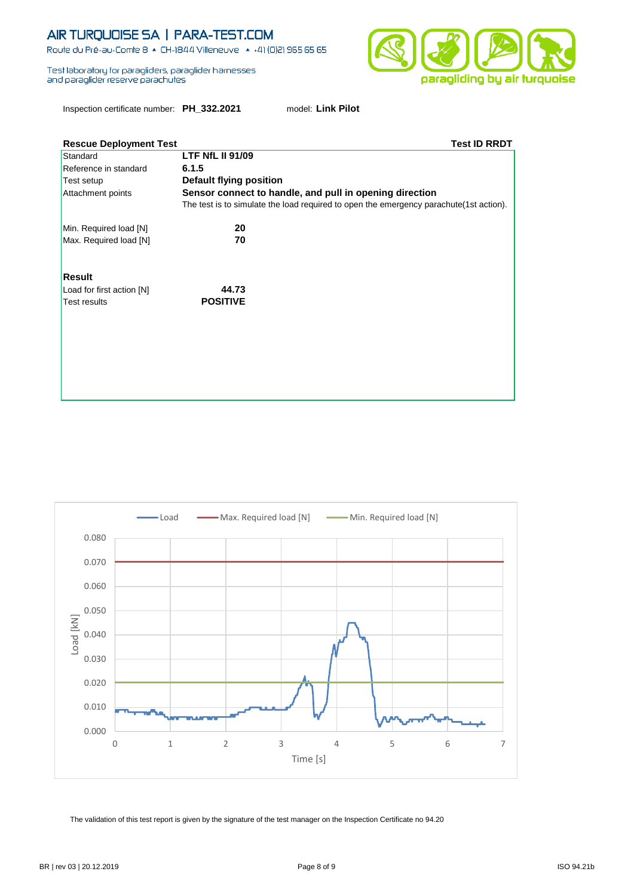Inspection certificate number: **PH_332.2021** model: **Link Pilot**

| **Rescue Deployment Test** | **Test ID RRDT** |
|---|---|
| Standard | **LTF NfL II 91/09** |
| Reference in standard | **6.1.5** |
| Test setup | **Default flying position** |
| Attachment points | **Sensor connect to handle, and pull in opening direction** |
| | The test is to simulate the load required to open the emergency parachute(1st action). |
| Min. Required load [N] | **20** |
| Max. Required load [N] | **70** |

**Result**

| | |
|---|---|
| Load for first action [N] | **44.73** |
| Test results | **POSITIVE** |

The validation of this test report is given by the signature of the test manager on the Inspection Certificate no 94.20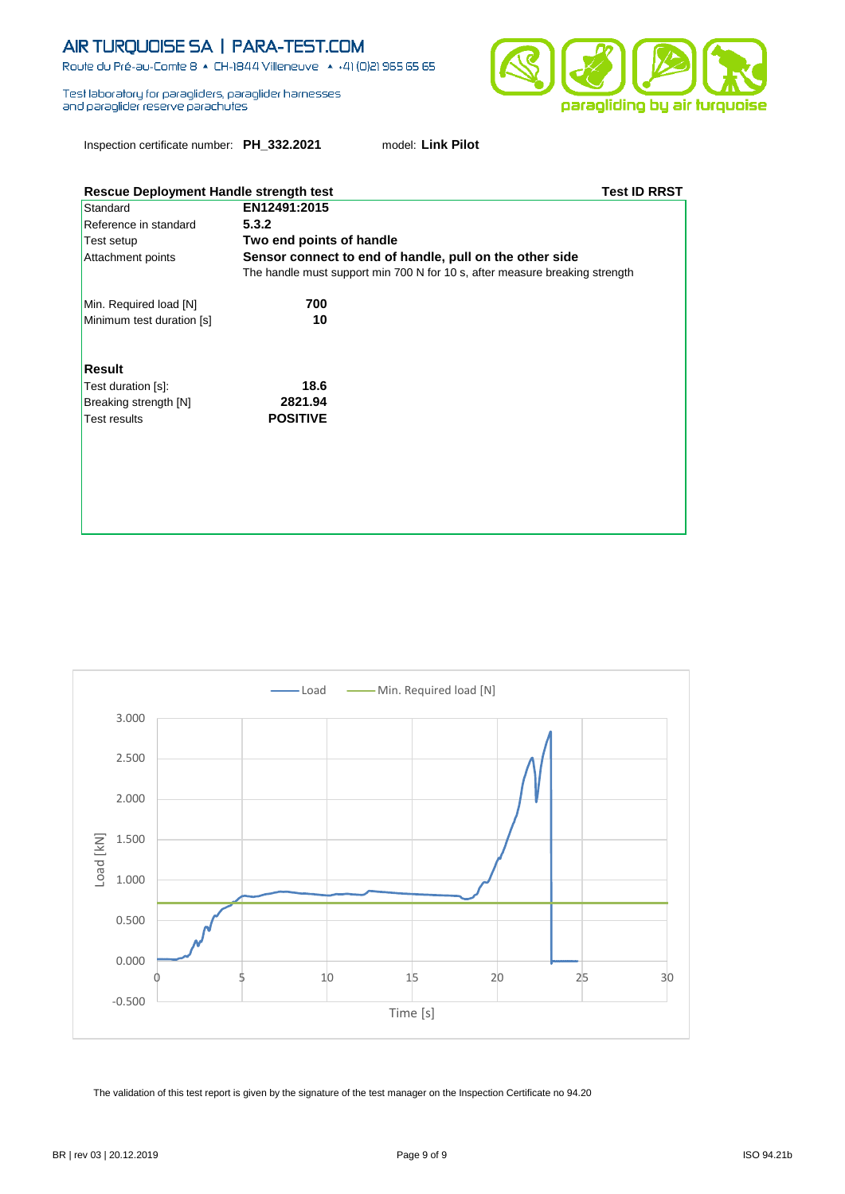AIR TURQUOISE SA | PARA-TEST.COM

Route du Pré-au-Comte 8 ▲ CH-1844 Villeneuve ▲ +41 (0)21 965 65 65

Test laboratory for paragliders, paraglider harnesses and paraglider reserve parachutes

paragliding by air turquoise

Inspection certificate number: **PH_332.2021** model: **Link Pilot**

**Rescue Deployment Handle strength test** **Test ID RRST**

| | |
|---|---|
| Standard | **EN12491:2015** |
| Reference in standard | **5.3.2** |
| Test setup | **Two end points of handle** |
| Attachment points | **Sensor connect to end of handle, pull on the other side** |
| | The handle must support min 700 N for 10 s, after measure breaking strength |
| Min. Required load [N] | **700** |
| Minimum test duration [s] | **10** |

**Result**

| | |
|---|---|
| Test duration [s]: | **18.6** |
| Breaking strength [N] | **2821.94** |
| Test results | **POSITIVE** |

Load — Min. Required load [N]

Load [kN]

3.000
2.500
2.000
1.500
1.000
0.500
0.000
-0.500

0 5 10 15 20 25 30

Time [s]

The validation of this test report is given by the signature of the test manager on the Inspection Certificate no 94.20